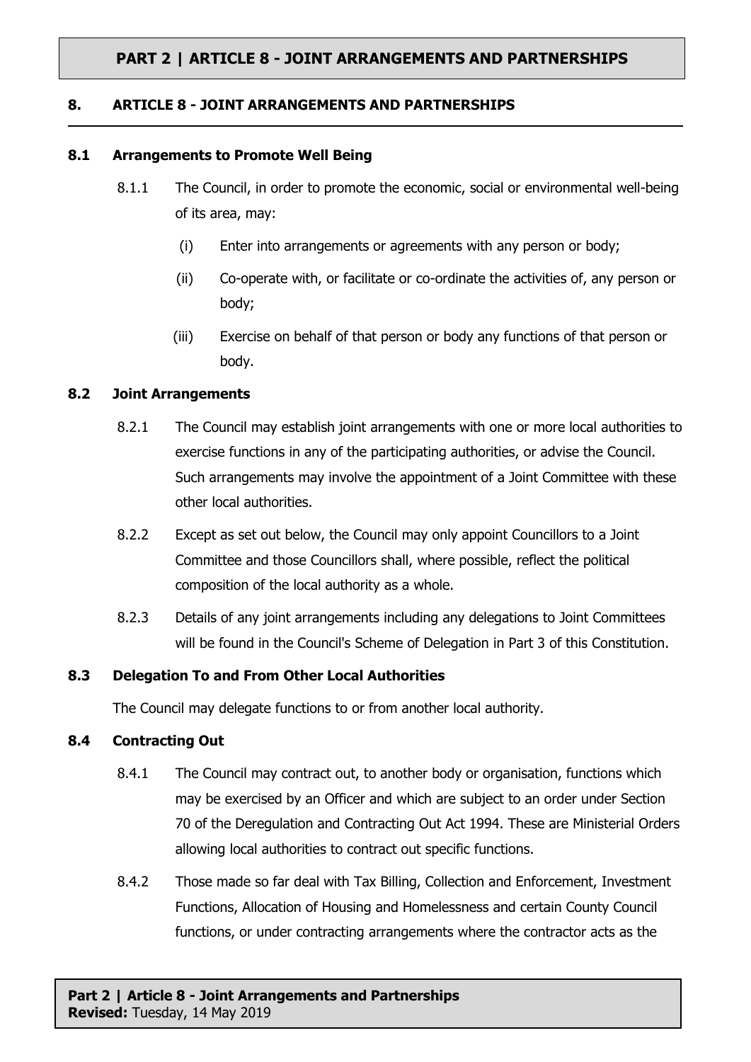## 8. ARTICLE 8 - JOINT ARRANGEMENTS AND PARTNERSHIPS

### 8.1 Arrangements to Promote Well Being

8.1.1 The Council, in order to promote the economic, social or environmental well-being of its area, may:

(i) Enter into arrangements or agreements with any person or body;

(ii) Co-operate with, or facilitate or co-ordinate the activities of, any person or body;

(iii) Exercise on behalf of that person or body any functions of that person or body.

### 8.2 Joint Arrangements

8.2.1 The Council may establish joint arrangements with one or more local authorities to exercise functions in any of the participating authorities, or advise the Council. Such arrangements may involve the appointment of a Joint Committee with these other local authorities.

8.2.2 Except as set out below, the Council may only appoint Councillors to a Joint Committee and those Councillors shall, where possible, reflect the political composition of the local authority as a whole.

8.2.3 Details of any joint arrangements including any delegations to Joint Committees will be found in the Council's Scheme of Delegation in Part 3 of this Constitution.

### 8.3 Delegation To and From Other Local Authorities

The Council may delegate functions to or from another local authority.

### 8.4 Contracting Out

8.4.1 The Council may contract out, to another body or organisation, functions which may be exercised by an Officer and which are subject to an order under Section 70 of the Deregulation and Contracting Out Act 1994. These are Ministerial Orders allowing local authorities to contract out specific functions.

8.4.2 Those made so far deal with Tax Billing, Collection and Enforcement, Investment Functions, Allocation of Housing and Homelessness and certain County Council functions, or under contracting arrangements where the contractor acts as the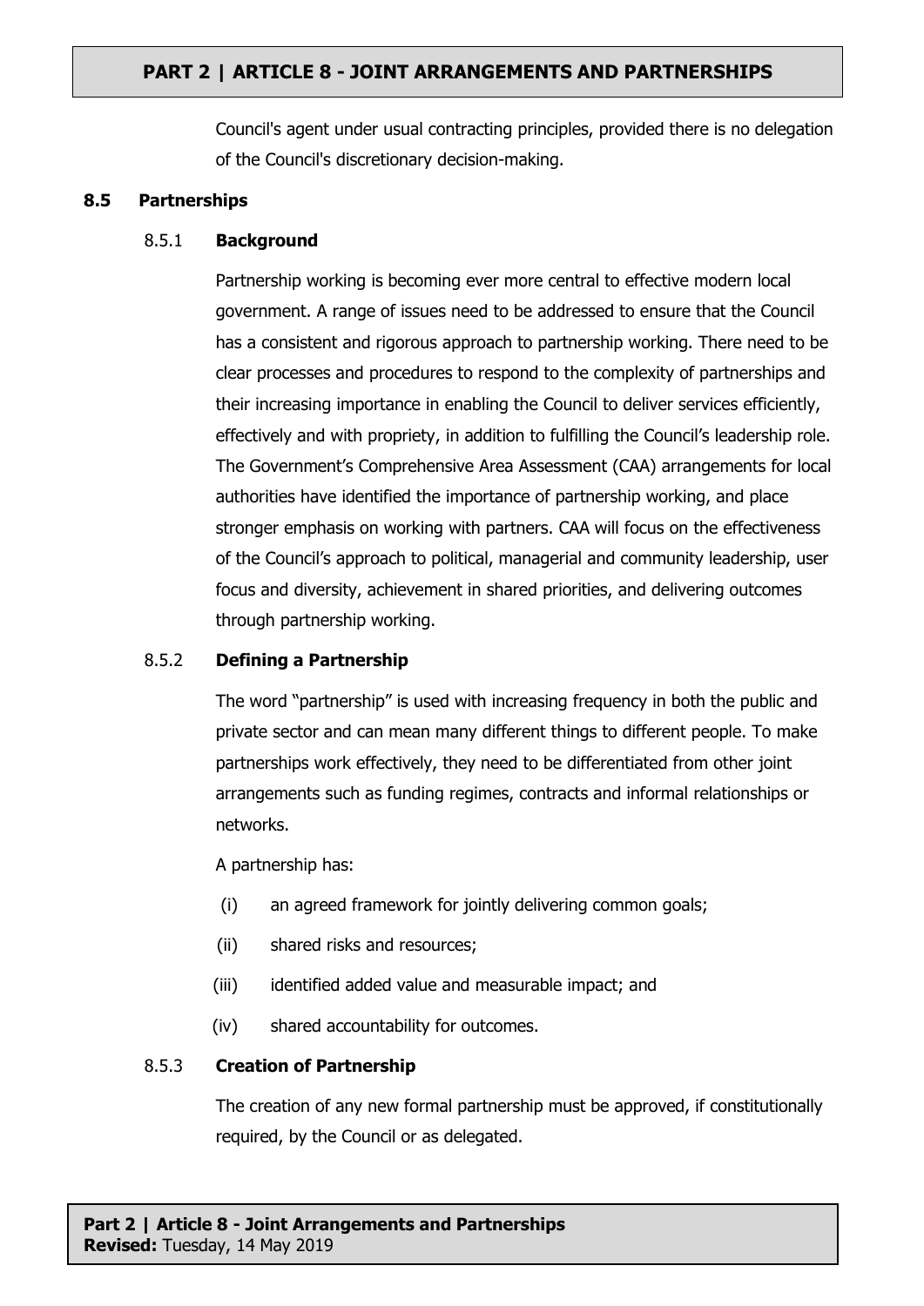Council's agent under usual contracting principles, provided there is no delegation of the Council's discretionary decision-making.

## 8.5 Partnerships

### 8.5.1 Background

Partnership working is becoming ever more central to effective modern local government. A range of issues need to be addressed to ensure that the Council has a consistent and rigorous approach to partnership working. There need to be clear processes and procedures to respond to the complexity of partnerships and their increasing importance in enabling the Council to deliver services efficiently, effectively and with propriety, in addition to fulfilling the Council's leadership role. The Government's Comprehensive Area Assessment (CAA) arrangements for local authorities have identified the importance of partnership working, and place stronger emphasis on working with partners. CAA will focus on the effectiveness of the Council's approach to political, managerial and community leadership, user focus and diversity, achievement in shared priorities, and delivering outcomes through partnership working.

### 8.5.2 Defining a Partnership

The word "partnership" is used with increasing frequency in both the public and private sector and can mean many different things to different people. To make partnerships work effectively, they need to be differentiated from other joint arrangements such as funding regimes, contracts and informal relationships or networks.

A partnership has:

(i) an agreed framework for jointly delivering common goals;

(ii) shared risks and resources;

(iii) identified added value and measurable impact; and

(iv) shared accountability for outcomes.

### 8.5.3 Creation of Partnership

The creation of any new formal partnership must be approved, if constitutionally required, by the Council or as delegated.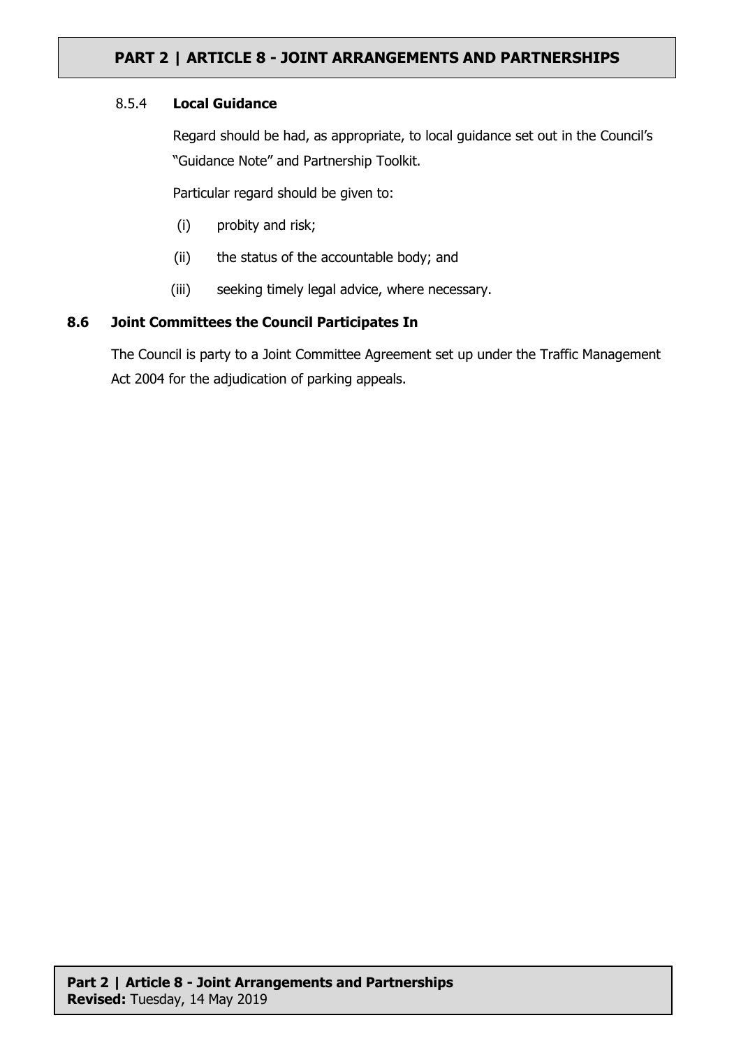#### 8.5.4 **Local Guidance**

Regard should be had, as appropriate, to local guidance set out in the Council's "Guidance Note" and Partnership Toolkit.

Particular regard should be given to:

- (i) probity and risk;
- (ii) the status of the accountable body; and
- (iii) seeking timely legal advice, where necessary.

### 8.6 Joint Committees the Council Participates In

The Council is party to a Joint Committee Agreement set up under the Traffic Management Act 2004 for the adjudication of parking appeals.